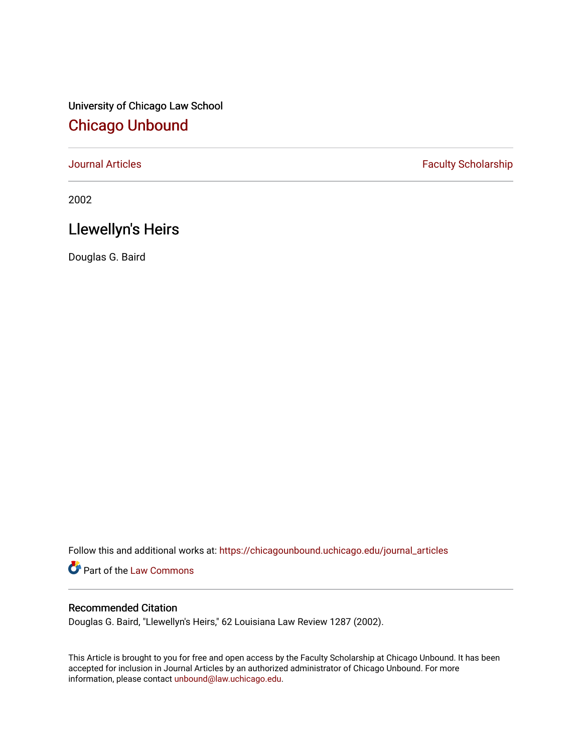University of Chicago Law School

# Chicago Unbound

Journal Articles | Faculty Scholarship

2002

## Llewellyn's Heirs

Douglas G. Baird

Follow this and additional works at: https://chicagounbound.uchicago.edu/journal_articles

Part of the Law Commons

### Recommended Citation

Douglas G. Baird, "Llewellyn's Heirs," 62 Louisiana Law Review 1287 (2002).

This Article is brought to you for free and open access by the Faculty Scholarship at Chicago Unbound. It has been accepted for inclusion in Journal Articles by an authorized administrator of Chicago Unbound. For more information, please contact unbound@law.uchicago.edu.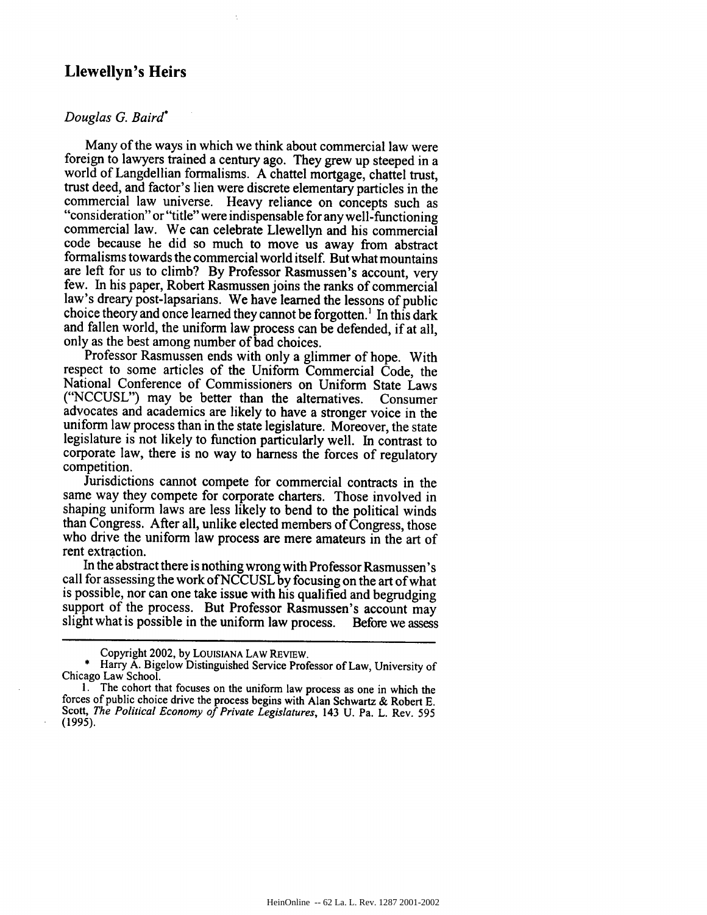# Llewellyn's Heirs

*Douglas G. Baird*[*]

Many of the ways in which we think about commercial law were foreign to lawyers trained a century ago. They grew up steeped in a world of Langdellian formalisms. A chattel mortgage, chattel trust, trust deed, and factor's lien were discrete elementary particles in the commercial law universe. Heavy reliance on concepts such as "consideration" or "title" were indispensable for any well-functioning commercial law. We can celebrate Llewellyn and his commercial code because he did so much to move us away from abstract formalisms towards the commercial world itself. But what mountains are left for us to climb? By Professor Rasmussen's account, very few. In his paper, Robert Rasmussen joins the ranks of commercial law's dreary post-lapsarians. We have learned the lessons of public choice theory and once learned they cannot be forgotten.[1] In this dark and fallen world, the uniform law process can be defended, if at all, only as the best among number of bad choices.

Professor Rasmussen ends with only a glimmer of hope. With respect to some articles of the Uniform Commercial Code, the National Conference of Commissioners on Uniform State Laws ("NCCUSL") may be better than the alternatives. Consumer advocates and academics are likely to have a stronger voice in the uniform law process than in the state legislature. Moreover, the state legislature is not likely to function particularly well. In contrast to corporate law, there is no way to harness the forces of regulatory competition.

Jurisdictions cannot compete for commercial contracts in the same way they compete for corporate charters. Those involved in shaping uniform laws are less likely to bend to the political winds than Congress. After all, unlike elected members of Congress, those who drive the uniform law process are mere amateurs in the art of rent extraction.

In the abstract there is nothing wrong with Professor Rasmussen's call for assessing the work of NCCUSL by focusing on the art of what is possible, nor can one take issue with his qualified and begrudging support of the process. But Professor Rasmussen's account may slight what is possible in the uniform law process. Before we assess

---

Copyright 2002, by LOUISIANA LAW REVIEW.

\* Harry A. Bigelow Distinguished Service Professor of Law, University of Chicago Law School.

1. The cohort that focuses on the uniform law process as one in which the forces of public choice drive the process begins with Alan Schwartz & Robert E. Scott, *The Political Economy of Private Legislatures*, 143 U. Pa. L. Rev. 595 (1995).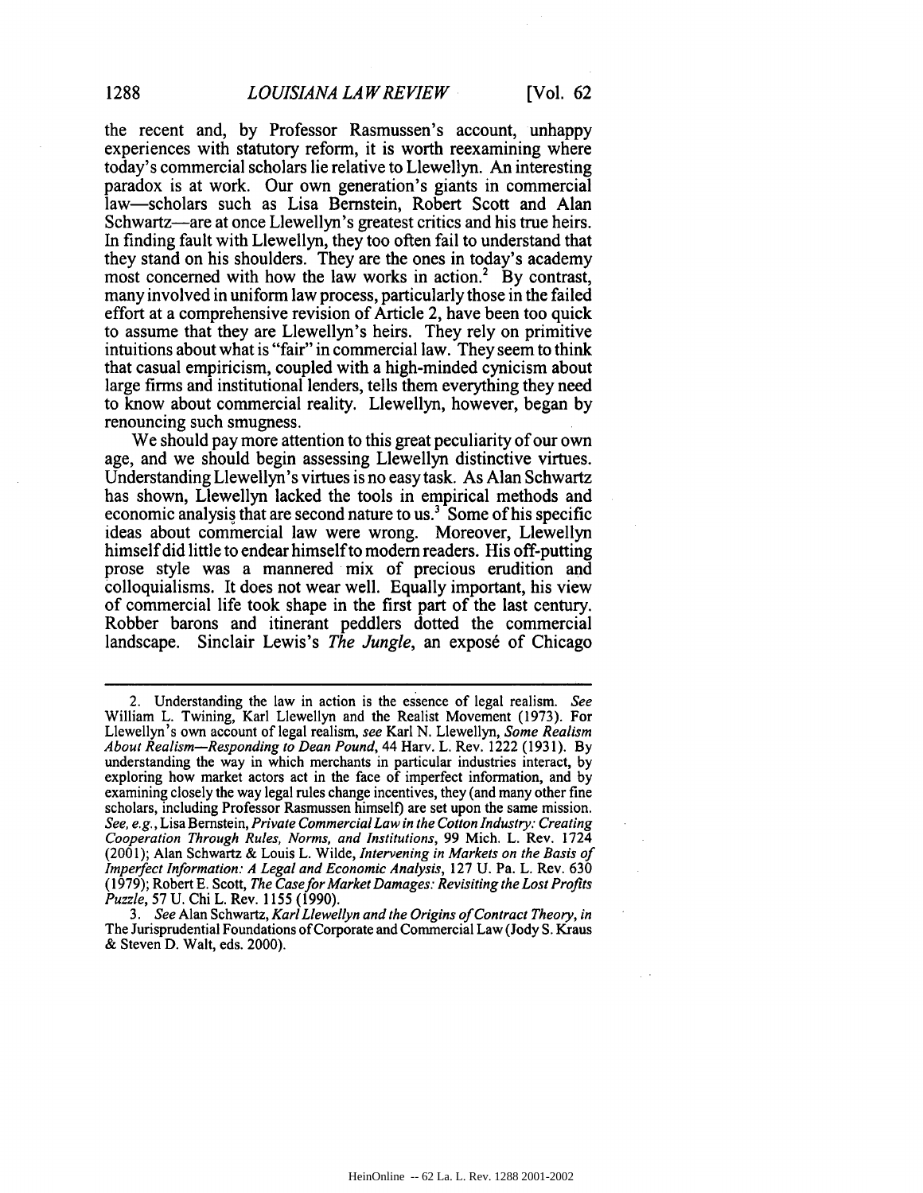the recent and, by Professor Rasmussen's account, unhappy experiences with statutory reform, it is worth reexamining where today's commercial scholars lie relative to Llewellyn. An interesting paradox is at work. Our own generation's giants in commercial law—scholars such as Lisa Bernstein, Robert Scott and Alan Schwartz—are at once Llewellyn's greatest critics and his true heirs. In finding fault with Llewellyn, they too often fail to understand that they stand on his shoulders. They are the ones in today's academy most concerned with how the law works in action.[2] By contrast, many involved in uniform law process, particularly those in the failed effort at a comprehensive revision of Article 2, have been too quick to assume that they are Llewellyn's heirs. They rely on primitive intuitions about what is "fair" in commercial law. They seem to think that casual empiricism, coupled with a high-minded cynicism about large firms and institutional lenders, tells them everything they need to know about commercial reality. Llewellyn, however, began by renouncing such smugness.

We should pay more attention to this great peculiarity of our own age, and we should begin assessing Llewellyn distinctive virtues. Understanding Llewellyn's virtues is no easy task. As Alan Schwartz has shown, Llewellyn lacked the tools in empirical methods and economic analysis that are second nature to us.[3] Some of his specific ideas about commercial law were wrong. Moreover, Llewellyn himself did little to endear himself to modern readers. His off-putting prose style was a mannered mix of precious erudition and colloquialisms. It does not wear well. Equally important, his view of commercial life took shape in the first part of the last century. Robber barons and itinerant peddlers dotted the commercial landscape. Sinclair Lewis's *The Jungle*, an exposé of Chicago

---

2. Understanding the law in action is the essence of legal realism. *See* William L. Twining, Karl Llewellyn and the Realist Movement (1973). For Llewellyn's own account of legal realism, *see* Karl N. Llewellyn, *Some Realism About Realism—Responding to Dean Pound*, 44 Harv. L. Rev. 1222 (1931). By understanding the way in which merchants in particular industries interact, by exploring how market actors act in the face of imperfect information, and by examining closely the way legal rules change incentives, they (and many other fine scholars, including Professor Rasmussen himself) are set upon the same mission. *See, e.g.*, Lisa Bernstein, *Private Commercial Law in the Cotton Industry: Creating Cooperation Through Rules, Norms, and Institutions*, 99 Mich. L. Rev. 1724 (2001); Alan Schwartz & Louis L. Wilde, *Intervening in Markets on the Basis of Imperfect Information: A Legal and Economic Analysis*, 127 U. Pa. L. Rev. 630 (1979); Robert E. Scott, *The Case for Market Damages: Revisiting the Lost Profits Puzzle*, 57 U. Chi L. Rev. 1155 (1990).

3. *See* Alan Schwartz, *Karl Llewellyn and the Origins of Contract Theory*, *in* The Jurisprudential Foundations of Corporate and Commercial Law (Jody S. Kraus & Steven D. Walt, eds. 2000).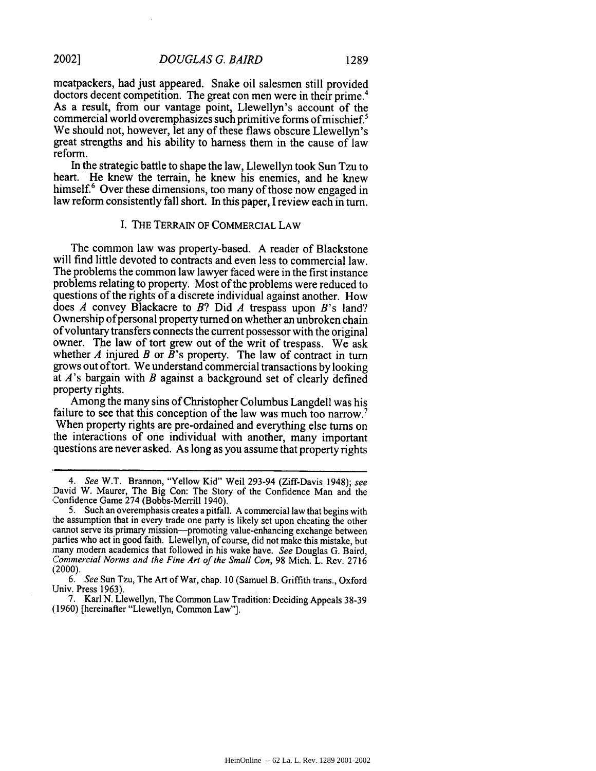meatpackers, had just appeared. Snake oil salesmen still provided doctors decent competition. The great con men were in their prime.[4] As a result, from our vantage point, Llewellyn's account of the commercial world overemphasizes such primitive forms of mischief.[5] We should not, however, let any of these flaws obscure Llewellyn's great strengths and his ability to harness them in the cause of law reform.

In the strategic battle to shape the law, Llewellyn took Sun Tzu to heart. He knew the terrain, he knew his enemies, and he knew himself.[6] Over these dimensions, too many of those now engaged in law reform consistently fall short. In this paper, I review each in turn.

## I. THE TERRAIN OF COMMERCIAL LAW

The common law was property-based. A reader of Blackstone will find little devoted to contracts and even less to commercial law. The problems the common law lawyer faced were in the first instance problems relating to property. Most of the problems were reduced to questions of the rights of a discrete individual against another. How does *A* convey Blackacre to *B*? Did *A* trespass upon *B*'s land? Ownership of personal property turned on whether an unbroken chain of voluntary transfers connects the current possessor with the original owner. The law of tort grew out of the writ of trespass. We ask whether *A* injured *B* or *B*'s property. The law of contract in turn grows out of tort. We understand commercial transactions by looking at *A*'s bargain with *B* against a background set of clearly defined property rights.

Among the many sins of Christopher Columbus Langdell was his failure to see that this conception of the law was much too narrow.[7] When property rights are pre-ordained and everything else turns on the interactions of one individual with another, many important questions are never asked. As long as you assume that property rights

---

4. *See* W.T. Brannon, "Yellow Kid" Weil 293-94 (Ziff-Davis 1948); *see* David W. Maurer, The Big Con: The Story of the Confidence Man and the Confidence Game 274 (Bobbs-Merrill 1940).

5. Such an overemphasis creates a pitfall. A commercial law that begins with the assumption that in every trade one party is likely set upon cheating the other cannot serve its primary mission—promoting value-enhancing exchange between parties who act in good faith. Llewellyn, of course, did not make this mistake, but many modern academics that followed in his wake have. *See* Douglas G. Baird, *Commercial Norms and the Fine Art of the Small Con*, 98 Mich. L. Rev. 2716 (2000).

6. *See* Sun Tzu, The Art of War, chap. 10 (Samuel B. Griffith trans., Oxford Univ. Press 1963).

7. Karl N. Llewellyn, The Common Law Tradition: Deciding Appeals 38-39 (1960) [hereinafter "Llewellyn, Common Law"].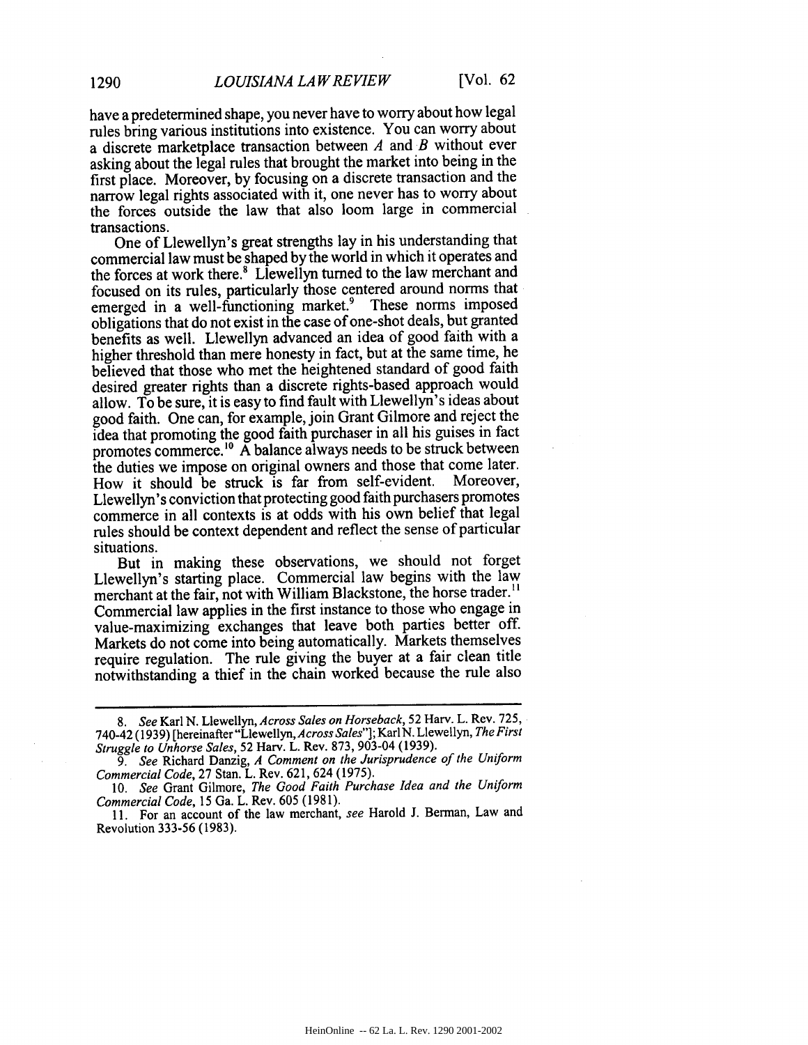have a predetermined shape, you never have to worry about how legal rules bring various institutions into existence. You can worry about a discrete marketplace transaction between *A* and *B* without ever asking about the legal rules that brought the market into being in the first place. Moreover, by focusing on a discrete transaction and the narrow legal rights associated with it, one never has to worry about the forces outside the law that also loom large in commercial transactions.

One of Llewellyn's great strengths lay in his understanding that commercial law must be shaped by the world in which it operates and the forces at work there.[8] Llewellyn turned to the law merchant and focused on its rules, particularly those centered around norms that emerged in a well-functioning market.[9] These norms imposed obligations that do not exist in the case of one-shot deals, but granted benefits as well. Llewellyn advanced an idea of good faith with a higher threshold than mere honesty in fact, but at the same time, he believed that those who met the heightened standard of good faith desired greater rights than a discrete rights-based approach would allow. To be sure, it is easy to find fault with Llewellyn's ideas about good faith. One can, for example, join Grant Gilmore and reject the idea that promoting the good faith purchaser in all his guises in fact promotes commerce.[10] A balance always needs to be struck between the duties we impose on original owners and those that come later. How it should be struck is far from self-evident. Moreover, Llewellyn's conviction that protecting good faith purchasers promotes commerce in all contexts is at odds with his own belief that legal rules should be context dependent and reflect the sense of particular situations.

But in making these observations, we should not forget Llewellyn's starting place. Commercial law begins with the law merchant at the fair, not with William Blackstone, the horse trader.[11] Commercial law applies in the first instance to those who engage in value-maximizing exchanges that leave both parties better off. Markets do not come into being automatically. Markets themselves require regulation. The rule giving the buyer at a fair clean title notwithstanding a thief in the chain worked because the rule also

---

8. *See* Karl N. Llewellyn, *Across Sales on Horseback*, 52 Harv. L. Rev. 725, 740-42 (1939) [hereinafter "Llewellyn, *Across Sales*"]; Karl N. Llewellyn, *The First Struggle to Unhorse Sales*, 52 Harv. L. Rev. 873, 903-04 (1939).

9. *See* Richard Danzig, *A Comment on the Jurisprudence of the Uniform Commercial Code*, 27 Stan. L. Rev. 621, 624 (1975).

10. *See* Grant Gilmore, *The Good Faith Purchase Idea and the Uniform Commercial Code*, 15 Ga. L. Rev. 605 (1981).

11. For an account of the law merchant, *see* Harold J. Berman, Law and Revolution 333-56 (1983).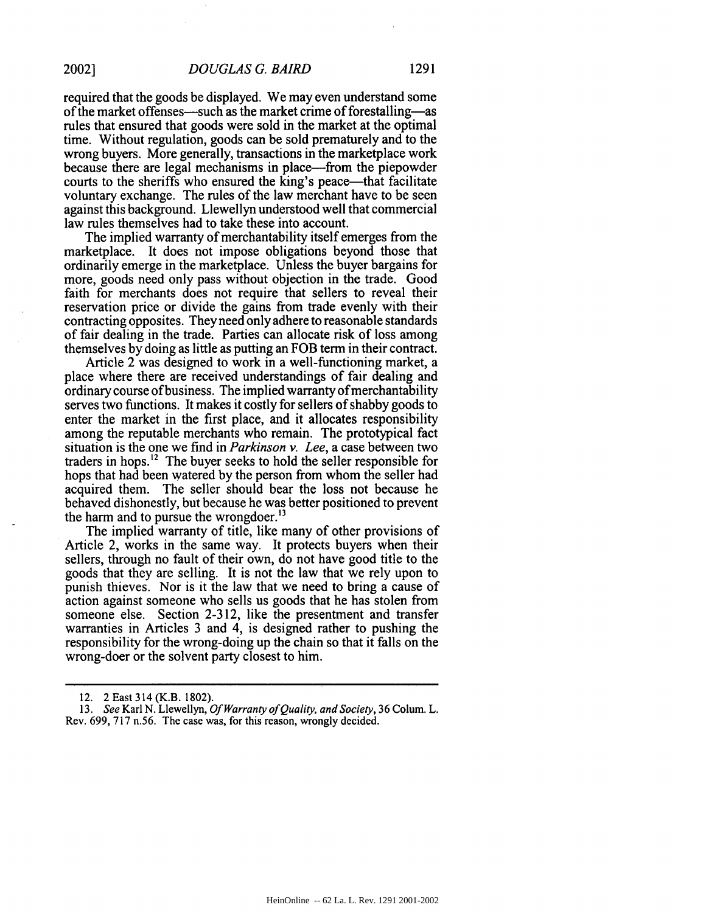required that the goods be displayed. We may even understand some of the market offenses—such as the market crime of forestalling—as rules that ensured that goods were sold in the market at the optimal time. Without regulation, goods can be sold prematurely and to the wrong buyers. More generally, transactions in the marketplace work because there are legal mechanisms in place—from the piepowder courts to the sheriffs who ensured the king's peace—that facilitate voluntary exchange. The rules of the law merchant have to be seen against this background. Llewellyn understood well that commercial law rules themselves had to take these into account.

The implied warranty of merchantability itself emerges from the marketplace. It does not impose obligations beyond those that ordinarily emerge in the marketplace. Unless the buyer bargains for more, goods need only pass without objection in the trade. Good faith for merchants does not require that sellers to reveal their reservation price or divide the gains from trade evenly with their contracting opposites. They need only adhere to reasonable standards of fair dealing in the trade. Parties can allocate risk of loss among themselves by doing as little as putting an FOB term in their contract.

Article 2 was designed to work in a well-functioning market, a place where there are received understandings of fair dealing and ordinary course of business. The implied warranty of merchantability serves two functions. It makes it costly for sellers of shabby goods to enter the market in the first place, and it allocates responsibility among the reputable merchants who remain. The prototypical fact situation is the one we find in *Parkinson v. Lee*, a case between two traders in hops.[12] The buyer seeks to hold the seller responsible for hops that had been watered by the person from whom the seller had acquired them. The seller should bear the loss not because he behaved dishonestly, but because he was better positioned to prevent the harm and to pursue the wrongdoer.[13]

The implied warranty of title, like many of other provisions of Article 2, works in the same way. It protects buyers when their sellers, through no fault of their own, do not have good title to the goods that they are selling. It is not the law that we rely upon to punish thieves. Nor is it the law that we need to bring a cause of action against someone who sells us goods that he has stolen from someone else. Section 2-312, like the presentment and transfer warranties in Articles 3 and 4, is designed rather to pushing the responsibility for the wrong-doing up the chain so that it falls on the wrong-doer or the solvent party closest to him.

---

12. 2 East 314 (K.B. 1802).

13. *See* Karl N. Llewellyn, *Of Warranty of Quality, and Society*, 36 Colum. L. Rev. 699, 717 n.56. The case was, for this reason, wrongly decided.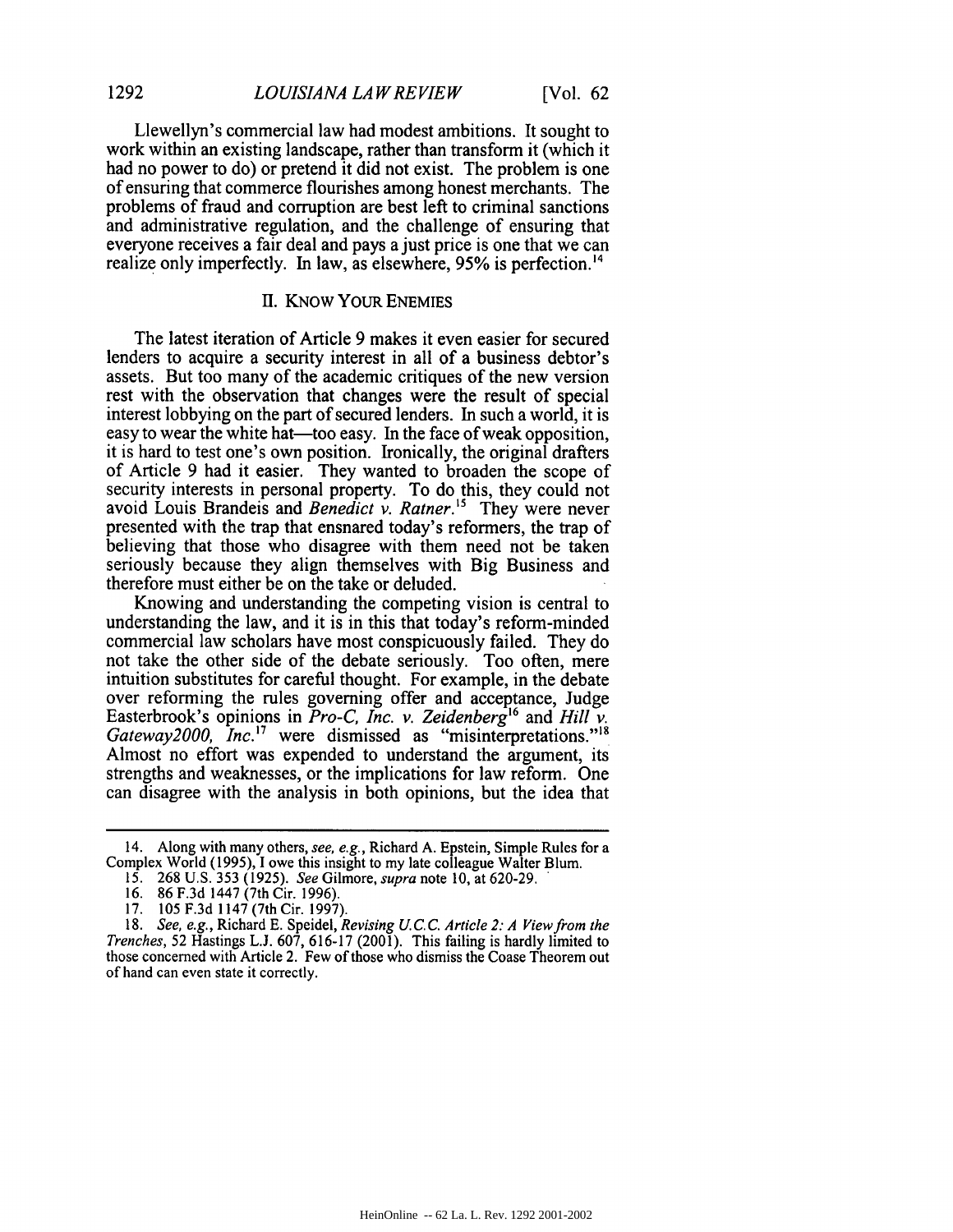Llewellyn's commercial law had modest ambitions. It sought to work within an existing landscape, rather than transform it (which it had no power to do) or pretend it did not exist. The problem is one of ensuring that commerce flourishes among honest merchants. The problems of fraud and corruption are best left to criminal sanctions and administrative regulation, and the challenge of ensuring that everyone receives a fair deal and pays a just price is one that we can realize only imperfectly. In law, as elsewhere, 95% is perfection.[14]

## II. KNOW YOUR ENEMIES

The latest iteration of Article 9 makes it even easier for secured lenders to acquire a security interest in all of a business debtor's assets. But too many of the academic critiques of the new version rest with the observation that changes were the result of special interest lobbying on the part of secured lenders. In such a world, it is easy to wear the white hat—too easy. In the face of weak opposition, it is hard to test one's own position. Ironically, the original drafters of Article 9 had it easier. They wanted to broaden the scope of security interests in personal property. To do this, they could not avoid Louis Brandeis and *Benedict v. Ratner*.[15] They were never presented with the trap that ensnared today's reformers, the trap of believing that those who disagree with them need not be taken seriously because they align themselves with Big Business and therefore must either be on the take or deluded.

Knowing and understanding the competing vision is central to understanding the law, and it is in this that today's reform-minded commercial law scholars have most conspicuously failed. They do not take the other side of the debate seriously. Too often, mere intuition substitutes for careful thought. For example, in the debate over reforming the rules governing offer and acceptance, Judge Easterbrook's opinions in *Pro-C, Inc. v. Zeidenberg*[16] and *Hill v. Gateway2000, Inc.*[17] were dismissed as "misinterpretations."[18] Almost no effort was expended to understand the argument, its strengths and weaknesses, or the implications for law reform. One can disagree with the analysis in both opinions, but the idea that

---

14. Along with many others, *see, e.g.*, Richard A. Epstein, Simple Rules for a Complex World (1995), I owe this insight to my late colleague Walter Blum.

15. 268 U.S. 353 (1925). *See* Gilmore, *supra* note 10, at 620-29.

16. 86 F.3d 1447 (7th Cir. 1996).

17. 105 F.3d 1147 (7th Cir. 1997).

18. *See, e.g.*, Richard E. Speidel, *Revising U.C.C. Article 2: A View from the Trenches*, 52 Hastings L.J. 607, 616-17 (2001). This failing is hardly limited to those concerned with Article 2. Few of those who dismiss the Coase Theorem out of hand can even state it correctly.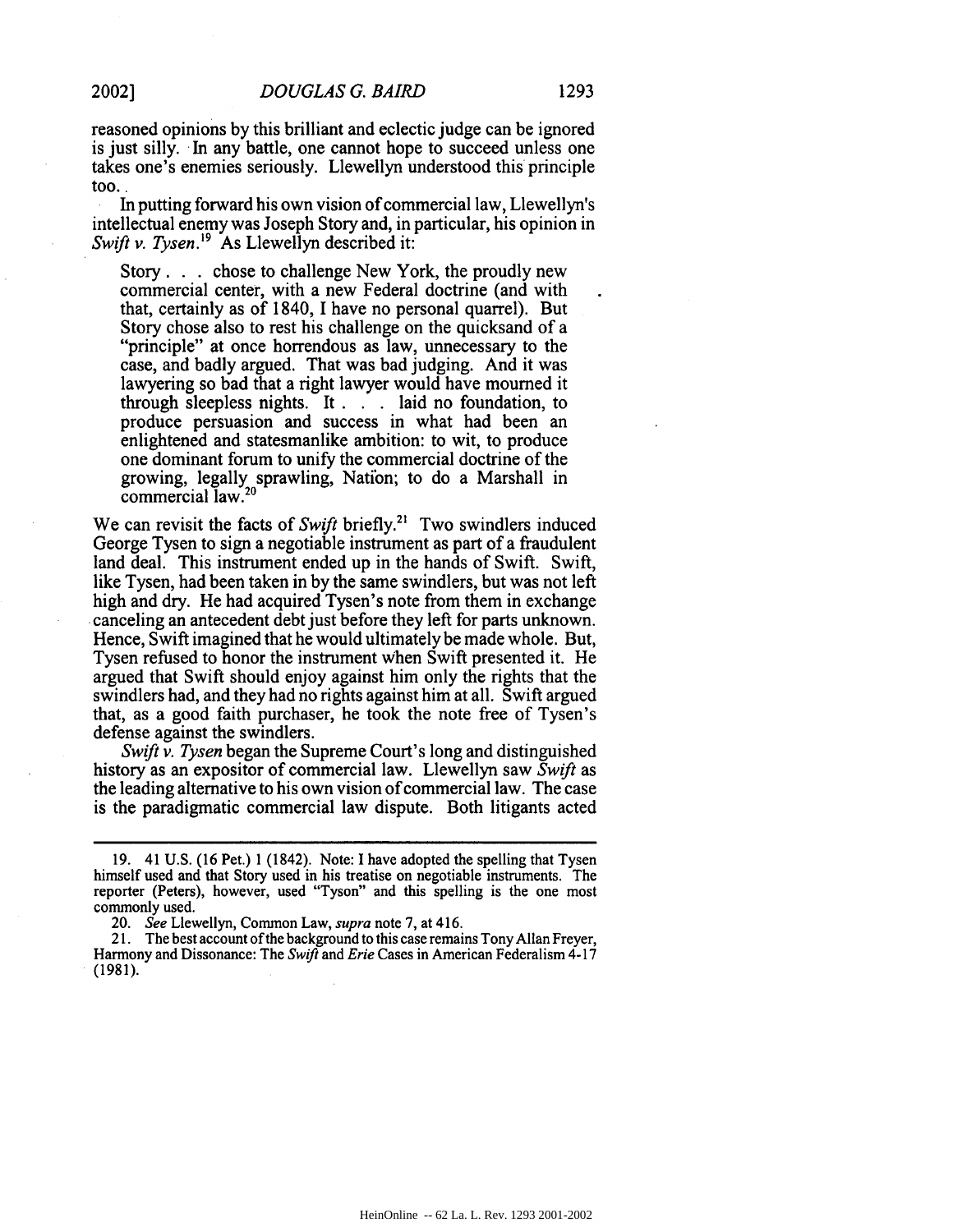reasoned opinions by this brilliant and eclectic judge can be ignored is just silly. In any battle, one cannot hope to succeed unless one takes one's enemies seriously. Llewellyn understood this principle too.

In putting forward his own vision of commercial law, Llewellyn's intellectual enemy was Joseph Story and, in particular, his opinion in *Swift v. Tysen*.[19] As Llewellyn described it:

> Story . . . chose to challenge New York, the proudly new commercial center, with a new Federal doctrine (and with that, certainly as of 1840, I have no personal quarrel). But Story chose also to rest his challenge on the quicksand of a "principle" at once horrendous as law, unnecessary to the case, and badly argued. That was bad judging. And it was lawyering so bad that a right lawyer would have mourned it through sleepless nights. It . . . laid no foundation, to produce persuasion and success in what had been an enlightened and statesmanlike ambition: to wit, to produce one dominant forum to unify the commercial doctrine of the growing, legally sprawling, Nation; to do a Marshall in commercial law.[20]

We can revisit the facts of *Swift* briefly.[21] Two swindlers induced George Tysen to sign a negotiable instrument as part of a fraudulent land deal. This instrument ended up in the hands of Swift. Swift, like Tysen, had been taken in by the same swindlers, but was not left high and dry. He had acquired Tysen's note from them in exchange canceling an antecedent debt just before they left for parts unknown. Hence, Swift imagined that he would ultimately be made whole. But, Tysen refused to honor the instrument when Swift presented it. He argued that Swift should enjoy against him only the rights that the swindlers had, and they had no rights against him at all. Swift argued that, as a good faith purchaser, he took the note free of Tysen's defense against the swindlers.

*Swift v. Tysen* began the Supreme Court's long and distinguished history as an expositor of commercial law. Llewellyn saw *Swift* as the leading alternative to his own vision of commercial law. The case is the paradigmatic commercial law dispute. Both litigants acted

---

19. 41 U.S. (16 Pet.) 1 (1842). Note: I have adopted the spelling that Tysen himself used and that Story used in his treatise on negotiable instruments. The reporter (Peters), however, used "Tyson" and this spelling is the one most commonly used.

20. *See* Llewellyn, Common Law, *supra* note 7, at 416.

21. The best account of the background to this case remains Tony Allan Freyer, Harmony and Dissonance: The *Swift* and *Erie* Cases in American Federalism 4-17 (1981).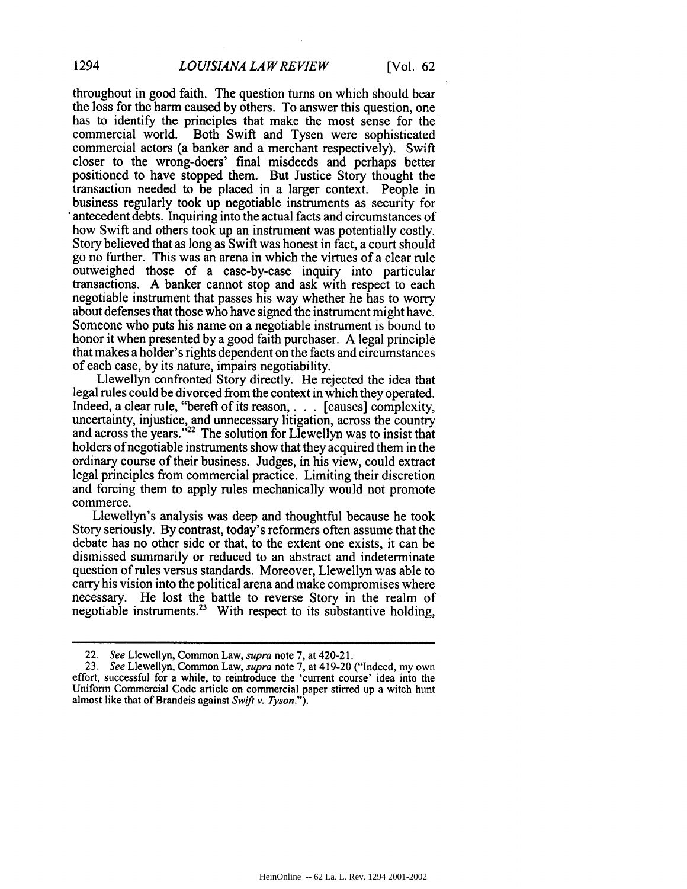throughout in good faith. The question turns on which should bear the loss for the harm caused by others. To answer this question, one has to identify the principles that make the most sense for the commercial world. Both Swift and Tysen were sophisticated commercial actors (a banker and a merchant respectively). Swift closer to the wrong-doers' final misdeeds and perhaps better positioned to have stopped them. But Justice Story thought the transaction needed to be placed in a larger context. People in business regularly took up negotiable instruments as security for antecedent debts. Inquiring into the actual facts and circumstances of how Swift and others took up an instrument was potentially costly. Story believed that as long as Swift was honest in fact, a court should go no further. This was an arena in which the virtues of a clear rule outweighed those of a case-by-case inquiry into particular transactions. A banker cannot stop and ask with respect to each negotiable instrument that passes his way whether he has to worry about defenses that those who have signed the instrument might have. Someone who puts his name on a negotiable instrument is bound to honor it when presented by a good faith purchaser. A legal principle that makes a holder's rights dependent on the facts and circumstances of each case, by its nature, impairs negotiability.

Llewellyn confronted Story directly. He rejected the idea that legal rules could be divorced from the context in which they operated. Indeed, a clear rule, "bereft of its reason, . . . [causes] complexity, uncertainty, injustice, and unnecessary litigation, across the country and across the years."[22] The solution for Llewellyn was to insist that holders of negotiable instruments show that they acquired them in the ordinary course of their business. Judges, in his view, could extract legal principles from commercial practice. Limiting their discretion and forcing them to apply rules mechanically would not promote commerce.

Llewellyn's analysis was deep and thoughtful because he took Story seriously. By contrast, today's reformers often assume that the debate has no other side or that, to the extent one exists, it can be dismissed summarily or reduced to an abstract and indeterminate question of rules versus standards. Moreover, Llewellyn was able to carry his vision into the political arena and make compromises where necessary. He lost the battle to reverse Story in the realm of negotiable instruments.[23] With respect to its substantive holding,

---

22. *See* Llewellyn, Common Law, *supra* note 7, at 420-21.

23. *See* Llewellyn, Common Law, *supra* note 7, at 419-20 ("Indeed, my own effort, successful for a while, to reintroduce the 'current course' idea into the Uniform Commercial Code article on commercial paper stirred up a witch hunt almost like that of Brandeis against *Swift v. Tyson*.").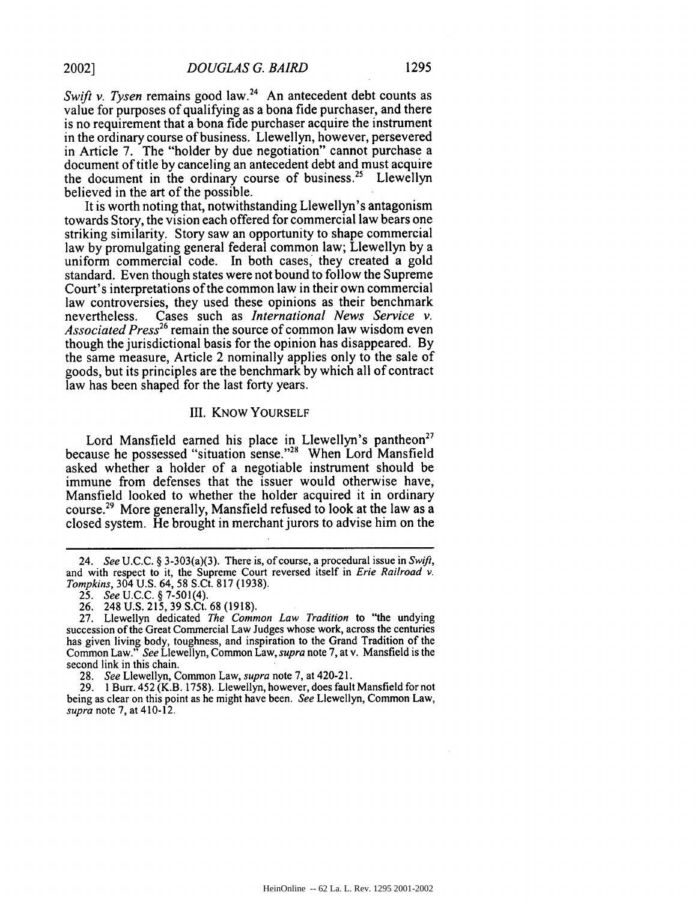*Swift v. Tysen* remains good law.[24] An antecedent debt counts as value for purposes of qualifying as a bona fide purchaser, and there is no requirement that a bona fide purchaser acquire the instrument in the ordinary course of business. Llewellyn, however, persevered in Article 7. The "holder by due negotiation" cannot purchase a document of title by canceling an antecedent debt and must acquire the document in the ordinary course of business.[25] Llewellyn believed in the art of the possible.

It is worth noting that, notwithstanding Llewellyn's antagonism towards Story, the vision each offered for commercial law bears one striking similarity. Story saw an opportunity to shape commercial law by promulgating general federal common law; Llewellyn by a uniform commercial code. In both cases, they created a gold standard. Even though states were not bound to follow the Supreme Court's interpretations of the common law in their own commercial law controversies, they used these opinions as their benchmark nevertheless. Cases such as *International News Service v. Associated Press*[26] remain the source of common law wisdom even though the jurisdictional basis for the opinion has disappeared. By the same measure, Article 2 nominally applies only to the sale of goods, but its principles are the benchmark by which all of contract law has been shaped for the last forty years.

## III. KNOW YOURSELF

Lord Mansfield earned his place in Llewellyn's pantheon[27] because he possessed "situation sense."[28] When Lord Mansfield asked whether a holder of a negotiable instrument should be immune from defenses that the issuer would otherwise have, Mansfield looked to whether the holder acquired it in ordinary course.[29] More generally, Mansfield refused to look at the law as a closed system. He brought in merchant jurors to advise him on the

---

24. *See* U.C.C. § 3-303(a)(3). There is, of course, a procedural issue in *Swift*, and with respect to it, the Supreme Court reversed itself in *Erie Railroad v. Tompkins*, 304 U.S. 64, 58 S.Ct. 817 (1938).

25. *See* U.C.C. § 7-501(4).

26. 248 U.S. 215, 39 S.Ct. 68 (1918).

27. Llewellyn dedicated *The Common Law Tradition* to "the undying succession of the Great Commercial Law Judges whose work, across the centuries has given living body, toughness, and inspiration to the Grand Tradition of the Common Law." *See* Llewellyn, Common Law, *supra* note 7, at v. Mansfield is the second link in this chain.

28. *See* Llewellyn, Common Law, *supra* note 7, at 420-21.

29. 1 Burr. 452 (K.B. 1758). Llewellyn, however, does fault Mansfield for not being as clear on this point as he might have been. *See* Llewellyn, Common Law, *supra* note 7, at 410-12.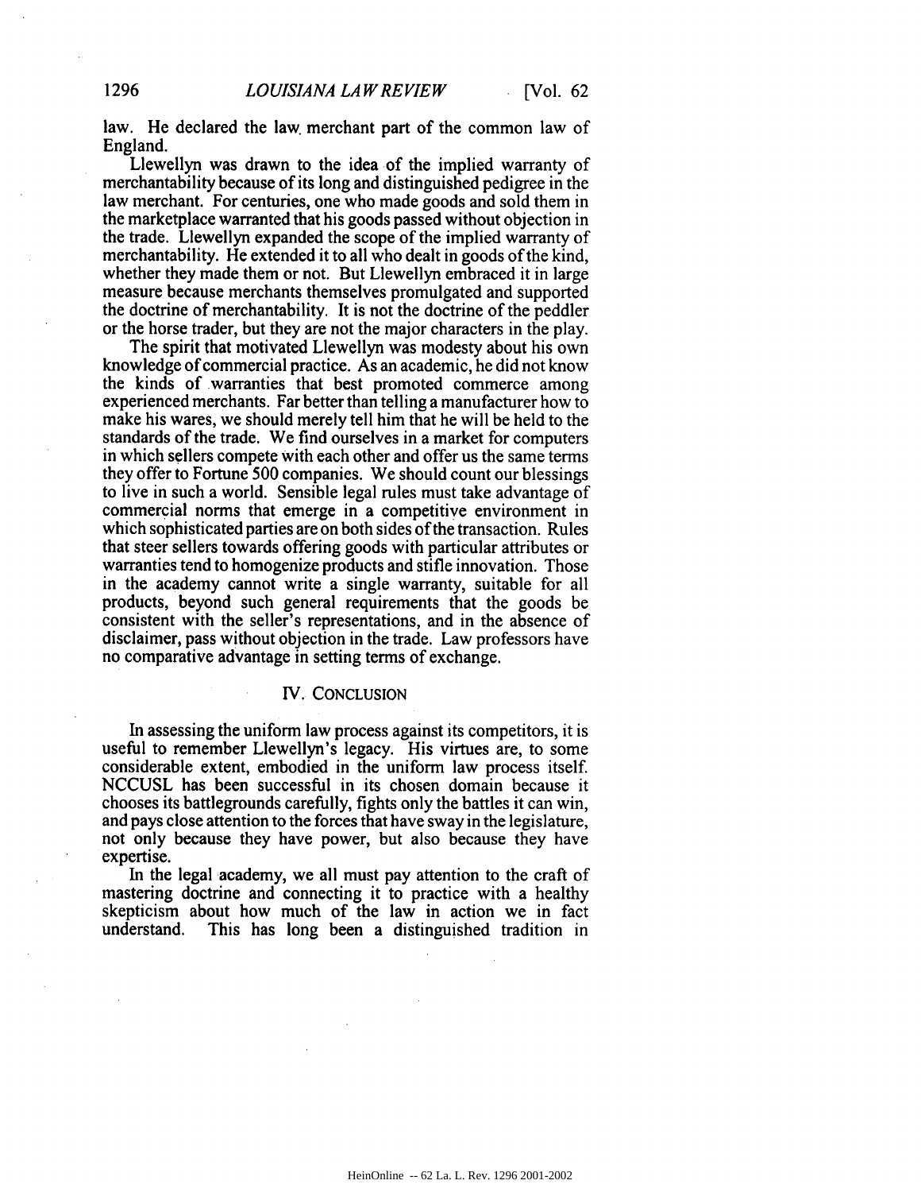law. He declared the law merchant part of the common law of England.

Llewellyn was drawn to the idea of the implied warranty of merchantability because of its long and distinguished pedigree in the law merchant. For centuries, one who made goods and sold them in the marketplace warranted that his goods passed without objection in the trade. Llewellyn expanded the scope of the implied warranty of merchantability. He extended it to all who dealt in goods of the kind, whether they made them or not. But Llewellyn embraced it in large measure because merchants themselves promulgated and supported the doctrine of merchantability. It is not the doctrine of the peddler or the horse trader, but they are not the major characters in the play.

The spirit that motivated Llewellyn was modesty about his own knowledge of commercial practice. As an academic, he did not know the kinds of warranties that best promoted commerce among experienced merchants. Far better than telling a manufacturer how to make his wares, we should merely tell him that he will be held to the standards of the trade. We find ourselves in a market for computers in which sellers compete with each other and offer us the same terms they offer to Fortune 500 companies. We should count our blessings to live in such a world. Sensible legal rules must take advantage of commercial norms that emerge in a competitive environment in which sophisticated parties are on both sides of the transaction. Rules that steer sellers towards offering goods with particular attributes or warranties tend to homogenize products and stifle innovation. Those in the academy cannot write a single warranty, suitable for all products, beyond such general requirements that the goods be consistent with the seller's representations, and in the absence of disclaimer, pass without objection in the trade. Law professors have no comparative advantage in setting terms of exchange.

## IV. CONCLUSION

In assessing the uniform law process against its competitors, it is useful to remember Llewellyn's legacy. His virtues are, to some considerable extent, embodied in the uniform law process itself. NCCUSL has been successful in its chosen domain because it chooses its battlegrounds carefully, fights only the battles it can win, and pays close attention to the forces that have sway in the legislature, not only because they have power, but also because they have expertise.

In the legal academy, we all must pay attention to the craft of mastering doctrine and connecting it to practice with a healthy skepticism about how much of the law in action we in fact understand. This has long been a distinguished tradition in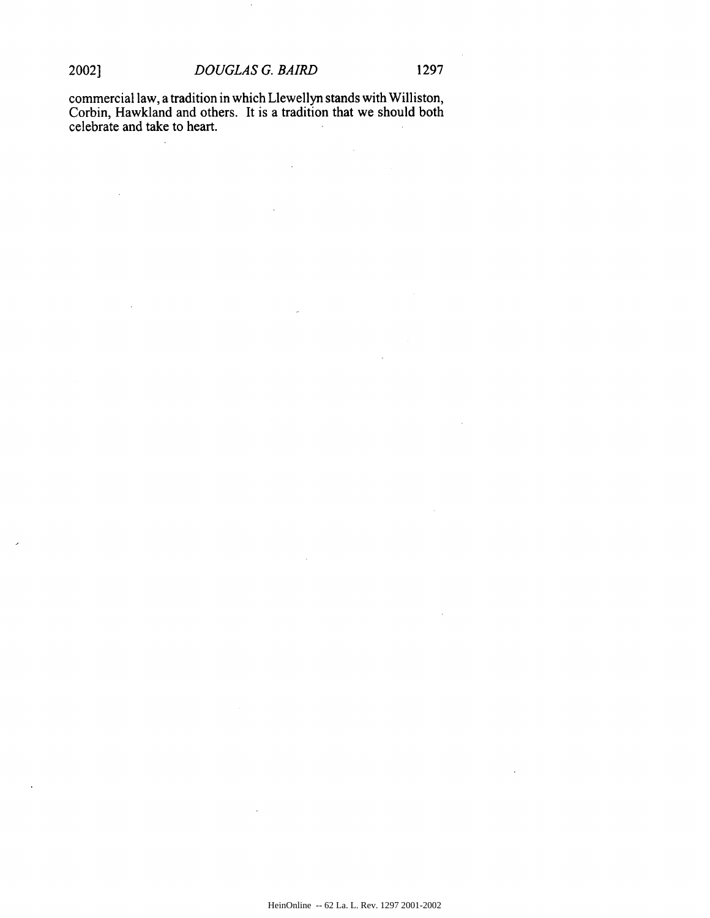commercial law, a tradition in which Llewellyn stands with Williston, Corbin, Hawkland and others. It is a tradition that we should both celebrate and take to heart.